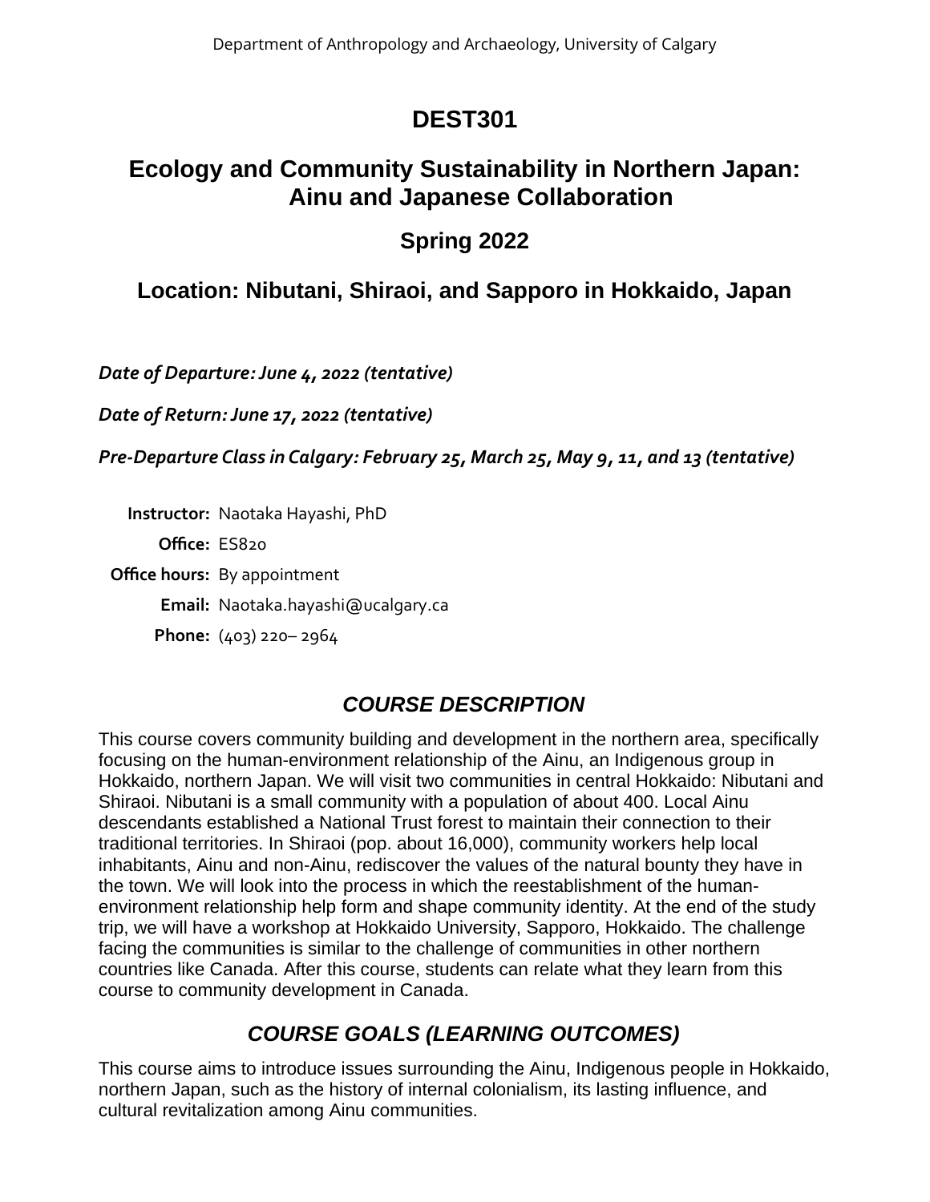Department of Anthropology and Archaeology, University of Calgary

# DEST301

## Ecology and Community Sustainability in Northern Japan: Ainu and Japanese Collaboration

## Spring 2022

## Location: Nibutani, Shiraoi, and Sapporo in Hokkaido, Japan

***Date of Departure: June 4, 2022 (tentative)***

***Date of Return: June 17, 2022 (tentative)***

***Pre-Departure Class in Calgary: February 25, March 25, May 9, 11, and 13 (tentative)***

**Instructor:** Naotaka Hayashi, PhD

**Office:** ES820

**Office hours:** By appointment

**Email:** Naotaka.hayashi@ucalgary.ca

**Phone:** (403) 220– 2964

### *COURSE DESCRIPTION*

This course covers community building and development in the northern area, specifically focusing on the human-environment relationship of the Ainu, an Indigenous group in Hokkaido, northern Japan. We will visit two communities in central Hokkaido: Nibutani and Shiraoi. Nibutani is a small community with a population of about 400. Local Ainu descendants established a National Trust forest to maintain their connection to their traditional territories. In Shiraoi (pop. about 16,000), community workers help local inhabitants, Ainu and non-Ainu, rediscover the values of the natural bounty they have in the town. We will look into the process in which the reestablishment of the human-environment relationship help form and shape community identity. At the end of the study trip, we will have a workshop at Hokkaido University, Sapporo, Hokkaido. The challenge facing the communities is similar to the challenge of communities in other northern countries like Canada. After this course, students can relate what they learn from this course to community development in Canada.

### *COURSE GOALS (LEARNING OUTCOMES)*

This course aims to introduce issues surrounding the Ainu, Indigenous people in Hokkaido, northern Japan, such as the history of internal colonialism, its lasting influence, and cultural revitalization among Ainu communities.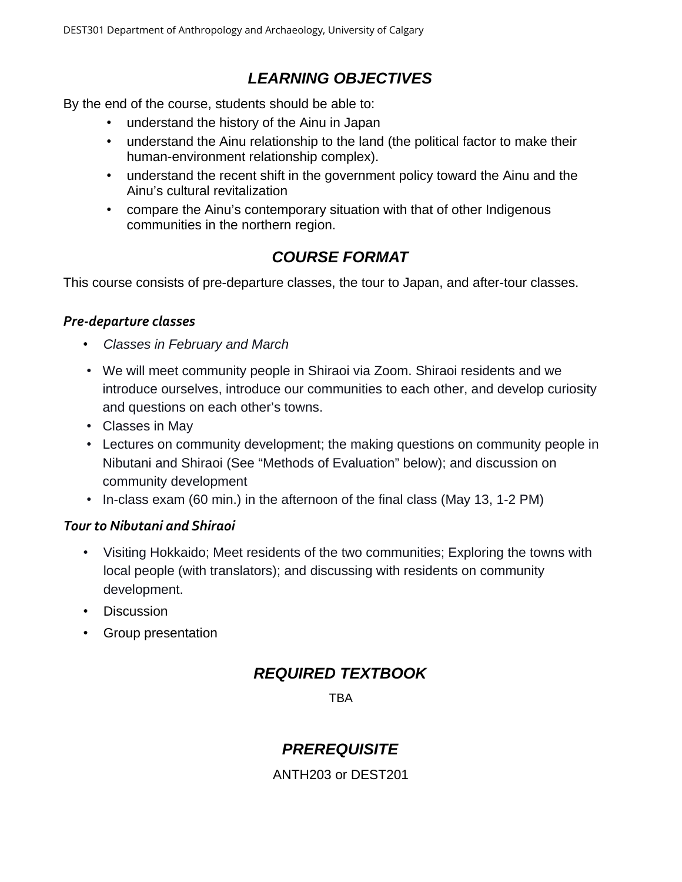## *LEARNING OBJECTIVES*

By the end of the course, students should be able to:

- understand the history of the Ainu in Japan
- understand the Ainu relationship to the land (the political factor to make their human-environment relationship complex).
- understand the recent shift in the government policy toward the Ainu and the Ainu's cultural revitalization
- compare the Ainu's contemporary situation with that of other Indigenous communities in the northern region.

## *COURSE FORMAT*

This course consists of pre-departure classes, the tour to Japan, and after-tour classes.

### *Pre-departure classes*

- *Classes in February and March*
- We will meet community people in Shiraoi via Zoom. Shiraoi residents and we introduce ourselves, introduce our communities to each other, and develop curiosity and questions on each other's towns.
- Classes in May
- Lectures on community development; the making questions on community people in Nibutani and Shiraoi (See "Methods of Evaluation" below); and discussion on community development
- In-class exam (60 min.) in the afternoon of the final class (May 13, 1-2 PM)

### *Tour to Nibutani and Shiraoi*

- Visiting Hokkaido; Meet residents of the two communities; Exploring the towns with local people (with translators); and discussing with residents on community development.
- Discussion
- Group presentation

## *REQUIRED TEXTBOOK*

TBA

## *PREREQUISITE*

ANTH203 or DEST201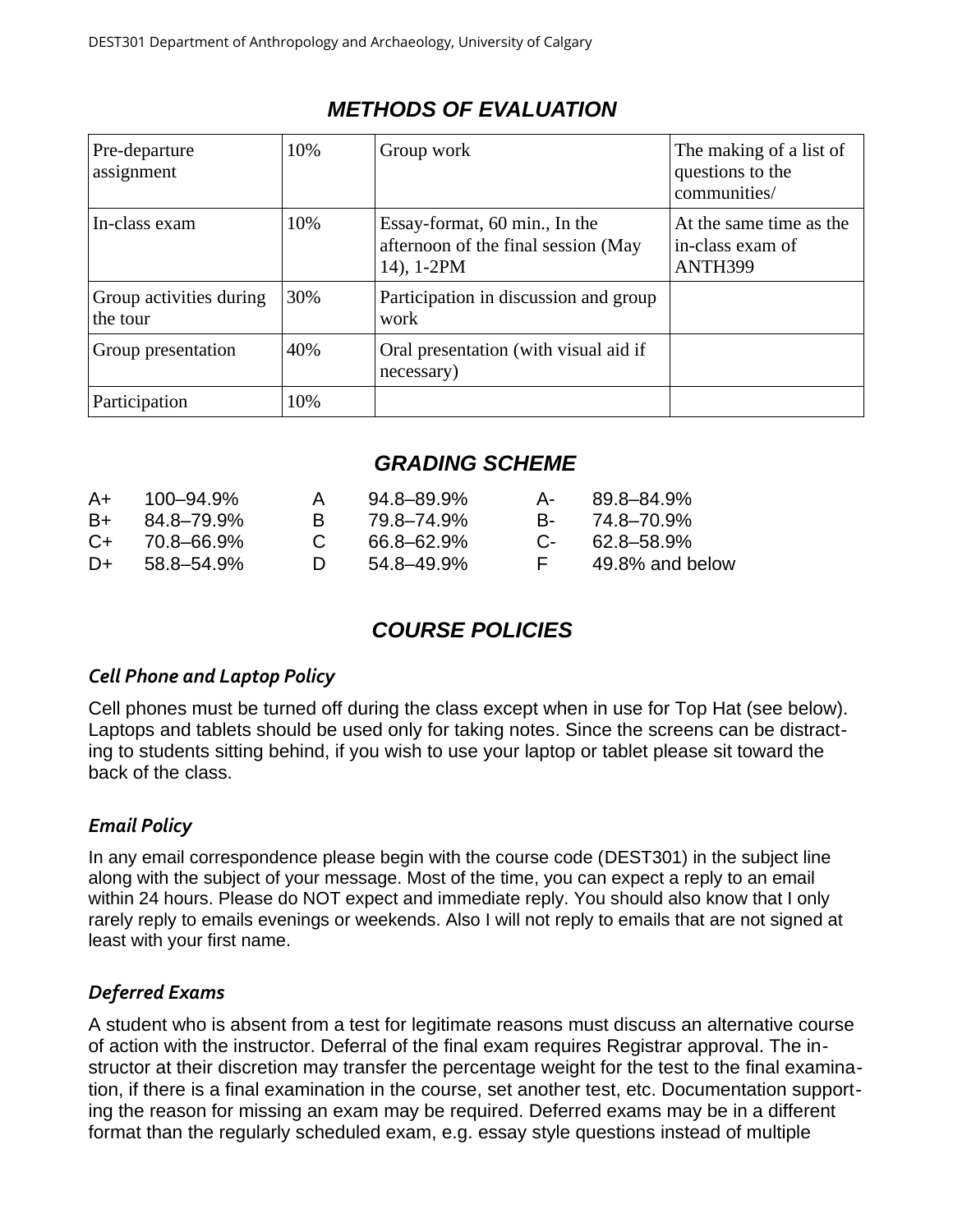## *METHODS OF EVALUATION*

| Pre-departure assignment | 10% | Group work | The making of a list of questions to the communities/ |
|---|---|---|---|
| In-class exam | 10% | Essay-format, 60 min., In the afternoon of the final session (May 14), 1-2PM | At the same time as the in-class exam of ANTH399 |
| Group activities during the tour | 30% | Participation in discussion and group work | |
| Group presentation | 40% | Oral presentation (with visual aid if necessary) | |
| Participation | 10% | | |

## *GRADING SCHEME*

| | | | | | |
|---|---|---|---|---|---|
| A+ | 100–94.9% | A | 94.8–89.9% | A- | 89.8–84.9% |
| B+ | 84.8–79.9% | B | 79.8–74.9% | B- | 74.8–70.9% |
| C+ | 70.8–66.9% | C | 66.8–62.9% | C- | 62.8–58.9% |
| D+ | 58.8–54.9% | D | 54.8–49.9% | F | 49.8% and below |

## *COURSE POLICIES*

### *Cell Phone and Laptop Policy*

Cell phones must be turned off during the class except when in use for Top Hat (see below). Laptops and tablets should be used only for taking notes. Since the screens can be distracting to students sitting behind, if you wish to use your laptop or tablet please sit toward the back of the class.

### *Email Policy*

In any email correspondence please begin with the course code (DEST301) in the subject line along with the subject of your message. Most of the time, you can expect a reply to an email within 24 hours. Please do NOT expect and immediate reply. You should also know that I only rarely reply to emails evenings or weekends. Also I will not reply to emails that are not signed at least with your first name.

### *Deferred Exams*

A student who is absent from a test for legitimate reasons must discuss an alternative course of action with the instructor. Deferral of the final exam requires Registrar approval. The instructor at their discretion may transfer the percentage weight for the test to the final examination, if there is a final examination in the course, set another test, etc. Documentation supporting the reason for missing an exam may be required. Deferred exams may be in a different format than the regularly scheduled exam, e.g. essay style questions instead of multiple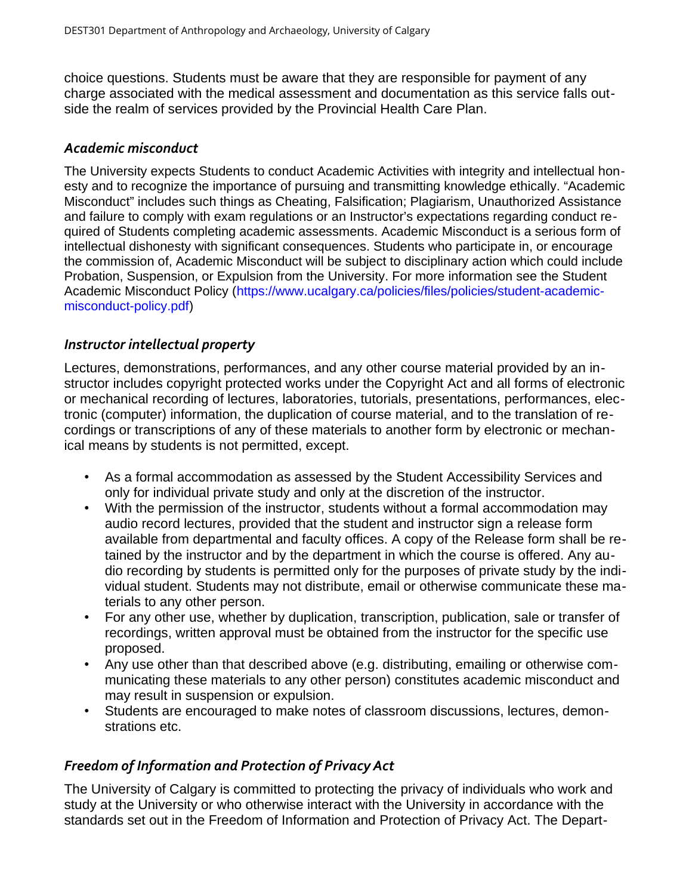choice questions. Students must be aware that they are responsible for payment of any charge associated with the medical assessment and documentation as this service falls outside the realm of services provided by the Provincial Health Care Plan.

### *Academic misconduct*

The University expects Students to conduct Academic Activities with integrity and intellectual honesty and to recognize the importance of pursuing and transmitting knowledge ethically. "Academic Misconduct" includes such things as Cheating, Falsification; Plagiarism, Unauthorized Assistance and failure to comply with exam regulations or an Instructor's expectations regarding conduct required of Students completing academic assessments. Academic Misconduct is a serious form of intellectual dishonesty with significant consequences. Students who participate in, or encourage the commission of, Academic Misconduct will be subject to disciplinary action which could include Probation, Suspension, or Expulsion from the University. For more information see the Student Academic Misconduct Policy (https://www.ucalgary.ca/policies/files/policies/student-academic-misconduct-policy.pdf)

### *Instructor intellectual property*

Lectures, demonstrations, performances, and any other course material provided by an instructor includes copyright protected works under the Copyright Act and all forms of electronic or mechanical recording of lectures, laboratories, tutorials, presentations, performances, electronic (computer) information, the duplication of course material, and to the translation of recordings or transcriptions of any of these materials to another form by electronic or mechanical means by students is not permitted, except.

- As a formal accommodation as assessed by the Student Accessibility Services and only for individual private study and only at the discretion of the instructor.
- With the permission of the instructor, students without a formal accommodation may audio record lectures, provided that the student and instructor sign a release form available from departmental and faculty offices. A copy of the Release form shall be retained by the instructor and by the department in which the course is offered. Any audio recording by students is permitted only for the purposes of private study by the individual student. Students may not distribute, email or otherwise communicate these materials to any other person.
- For any other use, whether by duplication, transcription, publication, sale or transfer of recordings, written approval must be obtained from the instructor for the specific use proposed.
- Any use other than that described above (e.g. distributing, emailing or otherwise communicating these materials to any other person) constitutes academic misconduct and may result in suspension or expulsion.
- Students are encouraged to make notes of classroom discussions, lectures, demonstrations etc.

### *Freedom of Information and Protection of Privacy Act*

The University of Calgary is committed to protecting the privacy of individuals who work and study at the University or who otherwise interact with the University in accordance with the standards set out in the Freedom of Information and Protection of Privacy Act. The Depart-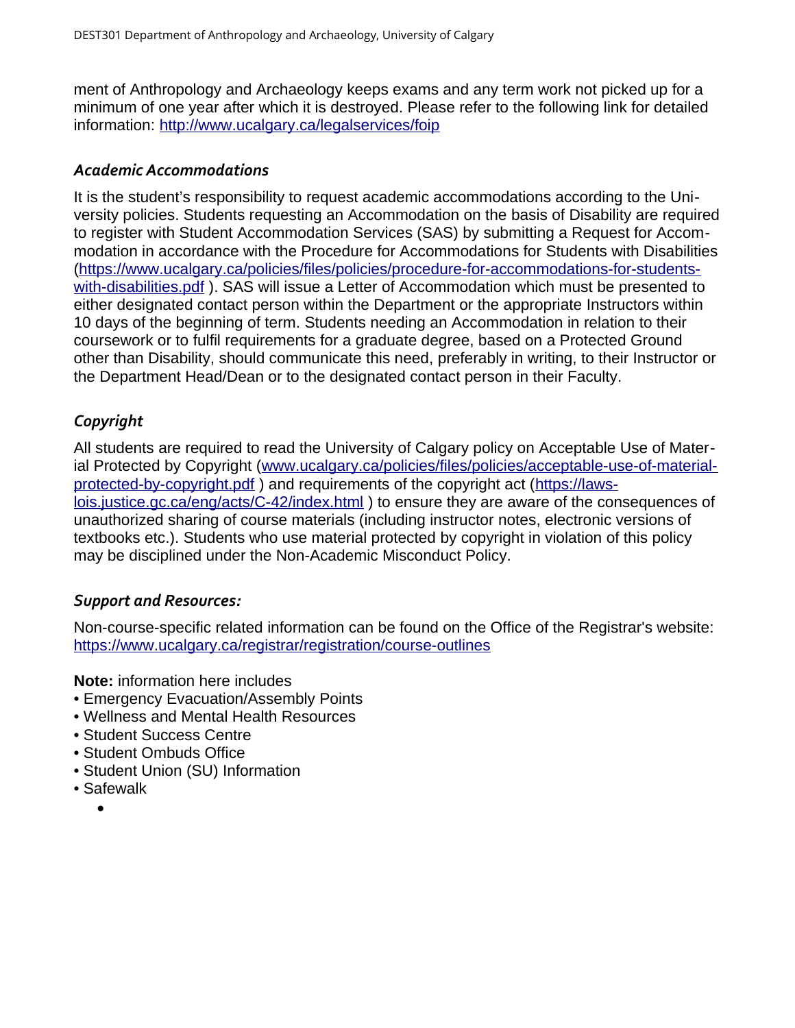ment of Anthropology and Archaeology keeps exams and any term work not picked up for a minimum of one year after which it is destroyed. Please refer to the following link for detailed information: http://www.ucalgary.ca/legalservices/foip

### *Academic Accommodations*

It is the student's responsibility to request academic accommodations according to the University policies. Students requesting an Accommodation on the basis of Disability are required to register with Student Accommodation Services (SAS) by submitting a Request for Accommodation in accordance with the Procedure for Accommodations for Students with Disabilities (https://www.ucalgary.ca/policies/files/policies/procedure-for-accommodations-for-students-with-disabilities.pdf ). SAS will issue a Letter of Accommodation which must be presented to either designated contact person within the Department or the appropriate Instructors within 10 days of the beginning of term. Students needing an Accommodation in relation to their coursework or to fulfil requirements for a graduate degree, based on a Protected Ground other than Disability, should communicate this need, preferably in writing, to their Instructor or the Department Head/Dean or to the designated contact person in their Faculty.

### *Copyright*

All students are required to read the University of Calgary policy on Acceptable Use of Material Protected by Copyright (www.ucalgary.ca/policies/files/policies/acceptable-use-of-material-protected-by-copyright.pdf ) and requirements of the copyright act (https://laws-lois.justice.gc.ca/eng/acts/C-42/index.html ) to ensure they are aware of the consequences of unauthorized sharing of course materials (including instructor notes, electronic versions of textbooks etc.). Students who use material protected by copyright in violation of this policy may be disciplined under the Non-Academic Misconduct Policy.

### *Support and Resources:*

Non-course-specific related information can be found on the Office of the Registrar's website: https://www.ucalgary.ca/registrar/registration/course-outlines

**Note:** information here includes
- Emergency Evacuation/Assembly Points
- Wellness and Mental Health Resources
- Student Success Centre
- Student Ombuds Office
- Student Union (SU) Information
- Safewalk